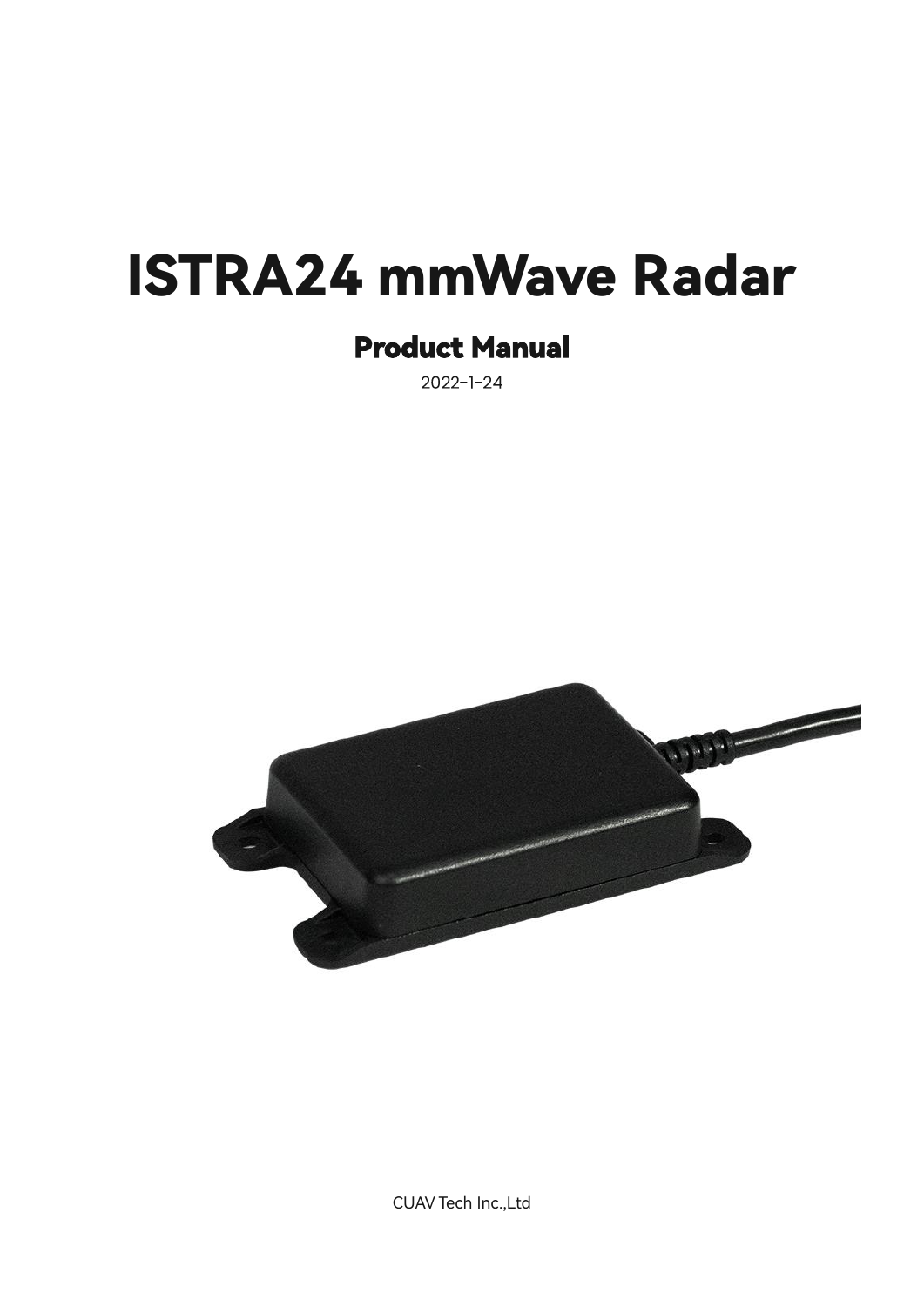# ISTRA24 mmWave Radar

## Product Manual

2022-1-24

CUAV Tech Inc.,Ltd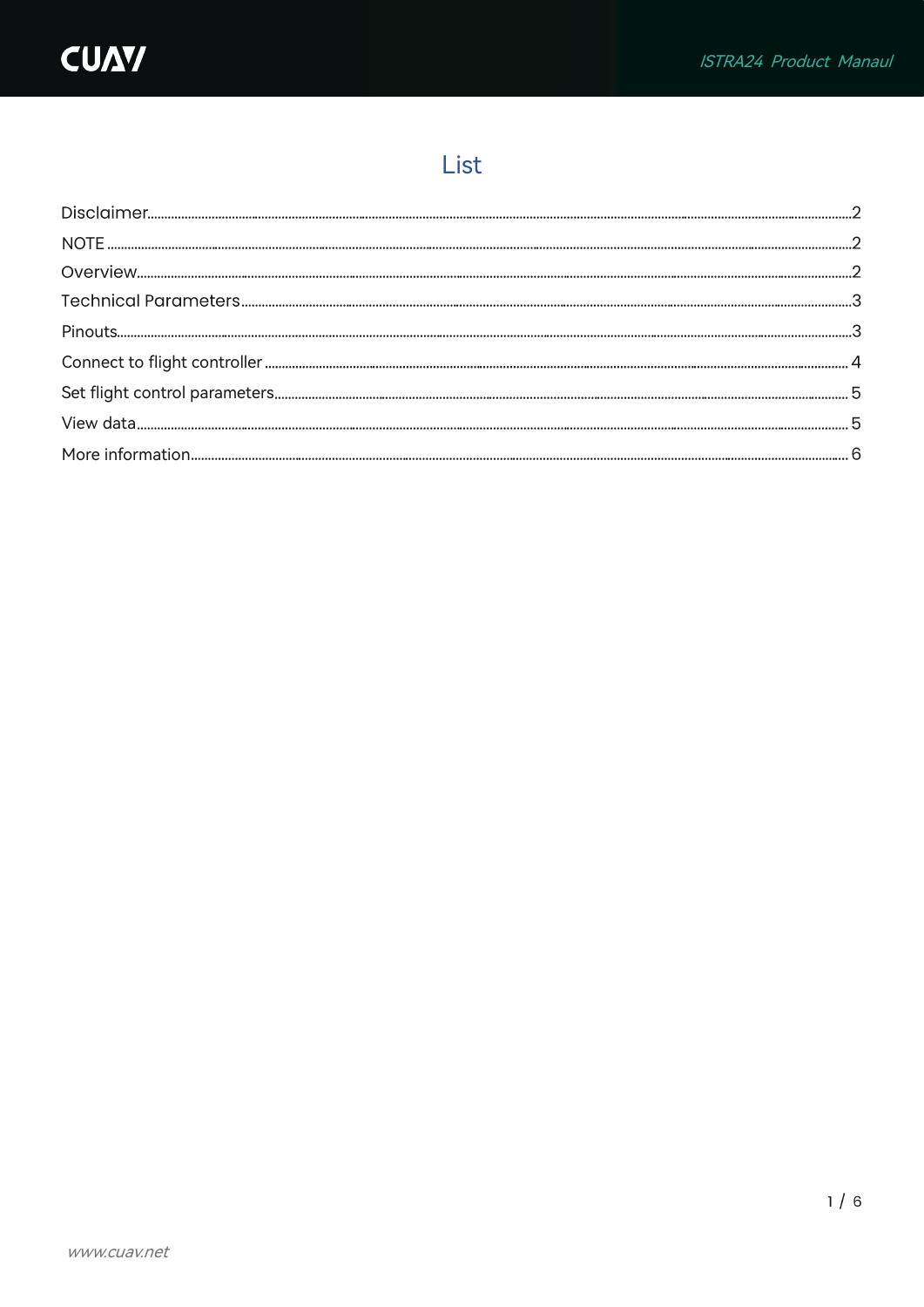# List

- Disclaimer ... 2
- NOTE ... 2
- Overview ... 2
- Technical Parameters ... 3
- Pinouts ... 3
- Connect to flight controller ... 4
- Set flight control parameters ... 5
- View data ... 5
- More information ... 6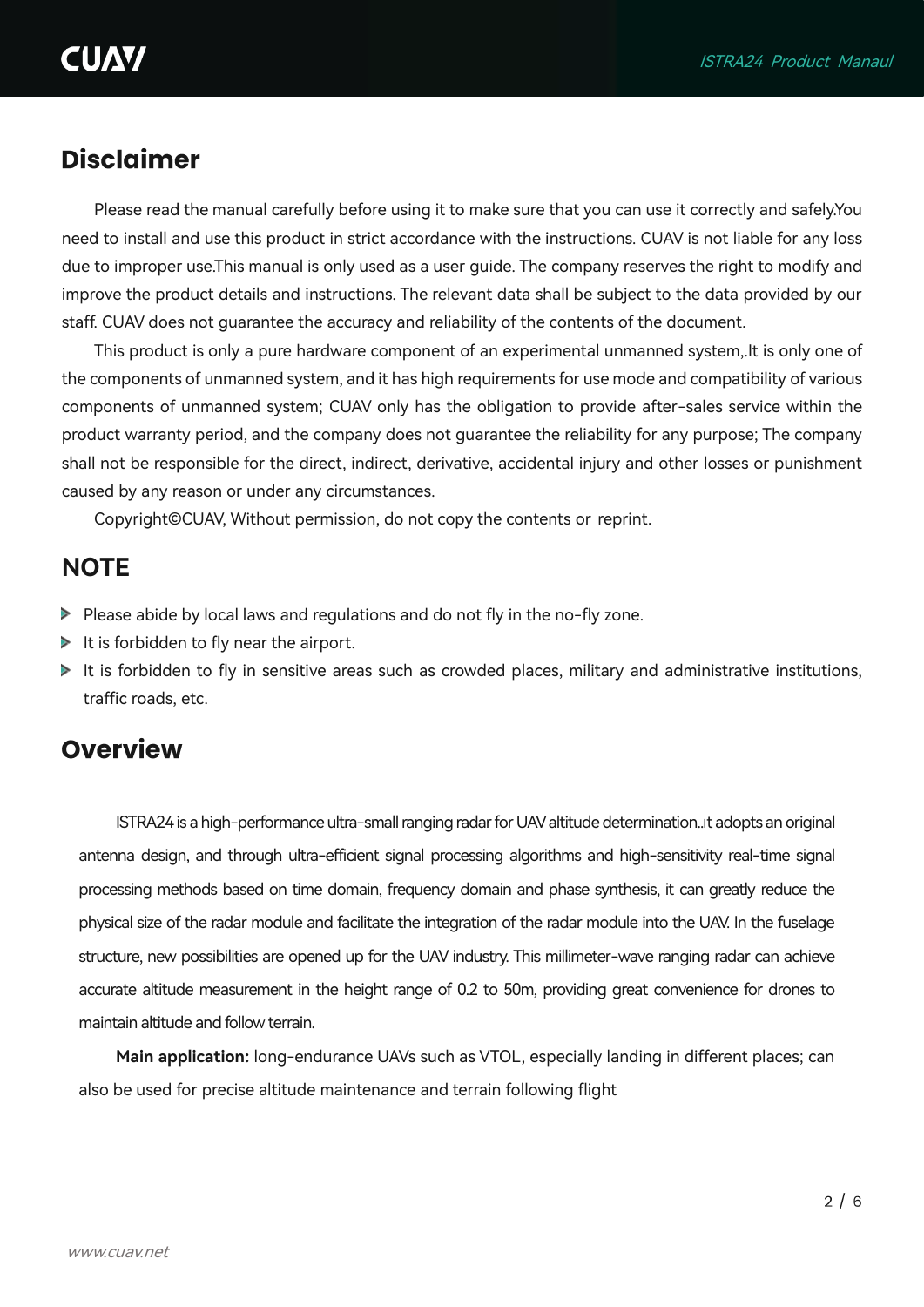## Disclaimer

Please read the manual carefully before using it to make sure that you can use it correctly and safely.You need to install and use this product in strict accordance with the instructions. CUAV is not liable for any loss due to improper use.This manual is only used as a user guide. The company reserves the right to modify and improve the product details and instructions. The relevant data shall be subject to the data provided by our staff. CUAV does not guarantee the accuracy and reliability of the contents of the document.

This product is only a pure hardware component of an experimental unmanned system,.It is only one of the components of unmanned system, and it has high requirements for use mode and compatibility of various components of unmanned system; CUAV only has the obligation to provide after-sales service within the product warranty period, and the company does not guarantee the reliability for any purpose; The company shall not be responsible for the direct, indirect, derivative, accidental injury and other losses or punishment caused by any reason or under any circumstances.

Copyright©CUAV, Without permission, do not copy the contents or reprint.

## NOTE

- Please abide by local laws and regulations and do not fly in the no-fly zone.
- It is forbidden to fly near the airport.
- It is forbidden to fly in sensitive areas such as crowded places, military and administrative institutions, traffic roads, etc.

## Overview

ISTRA24 is a high-performance ultra-small ranging radar for UAV altitude determination..it adopts an original antenna design, and through ultra-efficient signal processing algorithms and high-sensitivity real-time signal processing methods based on time domain, frequency domain and phase synthesis, it can greatly reduce the physical size of the radar module and facilitate the integration of the radar module into the UAV. In the fuselage structure, new possibilities are opened up for the UAV industry. This millimeter-wave ranging radar can achieve accurate altitude measurement in the height range of 0.2 to 50m, providing great convenience for drones to maintain altitude and follow terrain.

**Main application:** long-endurance UAVs such as VTOL, especially landing in different places; can also be used for precise altitude maintenance and terrain following flight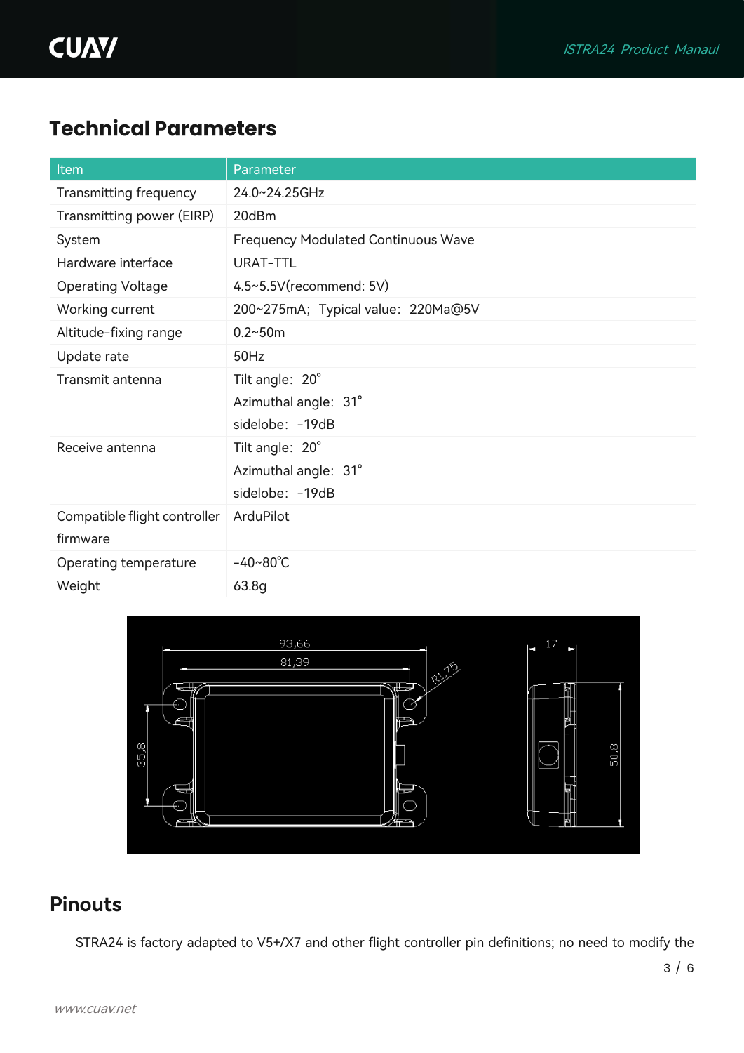## Technical Parameters

| Item | Parameter |
|---|---|
| Transmitting frequency | 24.0~24.25GHz |
| Transmitting power (EIRP) | 20dBm |
| System | Frequency Modulated Continuous Wave |
| Hardware interface | URAT-TTL |
| Operating Voltage | 4.5~5.5V(recommend: 5V) |
| Working current | 200~275mA; Typical value: 220Ma@5V |
| Altitude-fixing range | 0.2~50m |
| Update rate | 50Hz |
| Transmit antenna | Tilt angle: 20° <br> Azimuthal angle: 31° <br> sidelobe: -19dB |
| Receive antenna | Tilt angle: 20° <br> Azimuthal angle: 31° <br> sidelobe: -19dB |
| Compatible flight controller firmware | ArduPilot |
| Operating temperature | -40~80℃ |
| Weight | 63.8g |

## Pinouts

STRA24 is factory adapted to V5+/X7 and other flight controller pin definitions; no need to modify the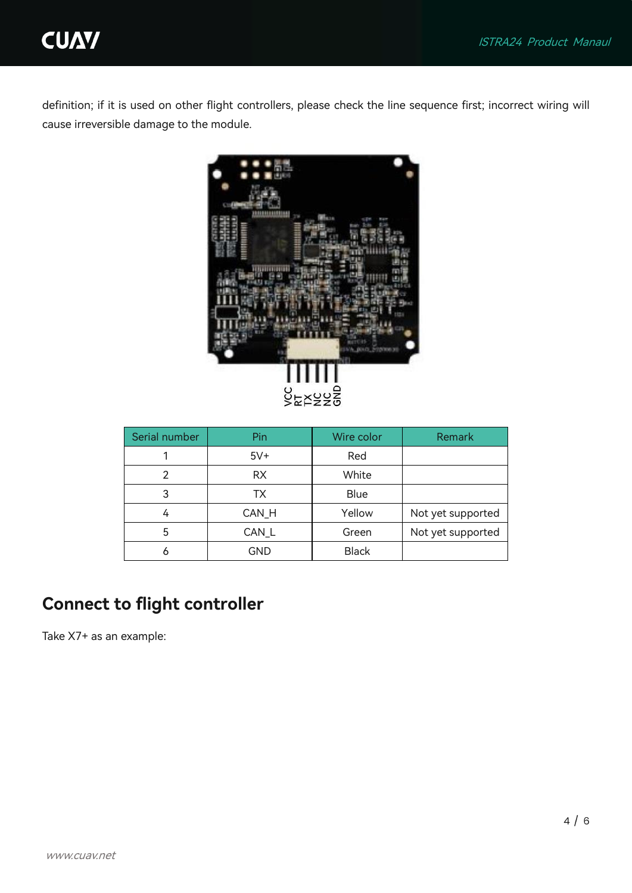definition; if it is used on other flight controllers, please check the line sequence first; incorrect wiring will cause irreversible damage to the module.

| Serial number | Pin | Wire color | Remark |
|---|---|---|---|
| 1 | 5V+ | Red | |
| 2 | RX | White | |
| 3 | TX | Blue | |
| 4 | CAN_H | Yellow | Not yet supported |
| 5 | CAN_L | Green | Not yet supported |
| 6 | GND | Black | |

## Connect to flight controller

Take X7+ as an example: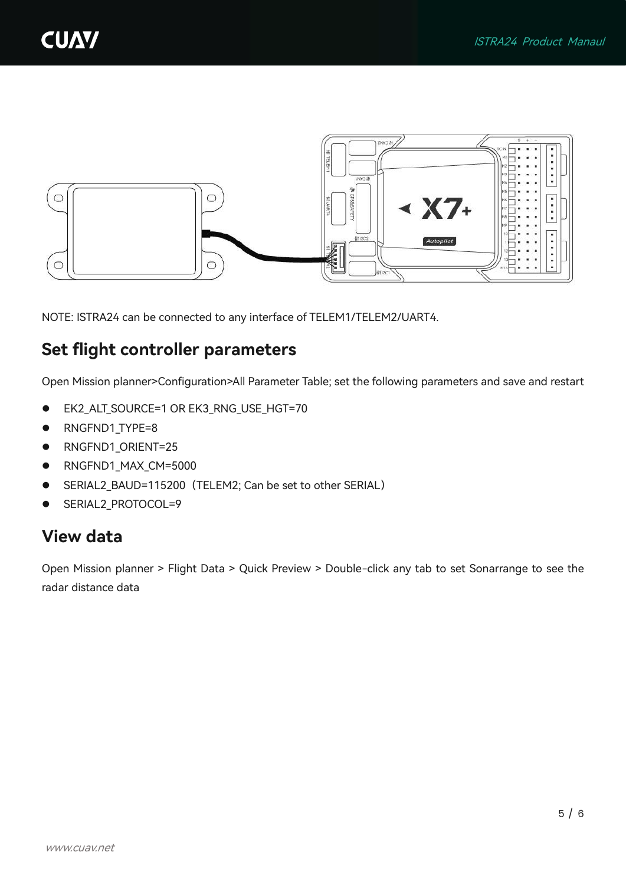NOTE: ISTRA24 can be connected to any interface of TELEM1/TELEM2/UART4.

## Set flight controller parameters

Open Mission planner>Configuration>All Parameter Table; set the following parameters and save and restart

- EK2_ALT_SOURCE=1 OR EK3_RNG_USE_HGT=70
- RNGFND1_TYPE=8
- RNGFND1_ORIENT=25
- RNGFND1_MAX_CM=5000
- SERIAL2_BAUD=115200（TELEM2; Can be set to other SERIAL）
- SERIAL2_PROTOCOL=9

## View data

Open Mission planner > Flight Data > Quick Preview > Double-click any tab to set Sonarrange to see the radar distance data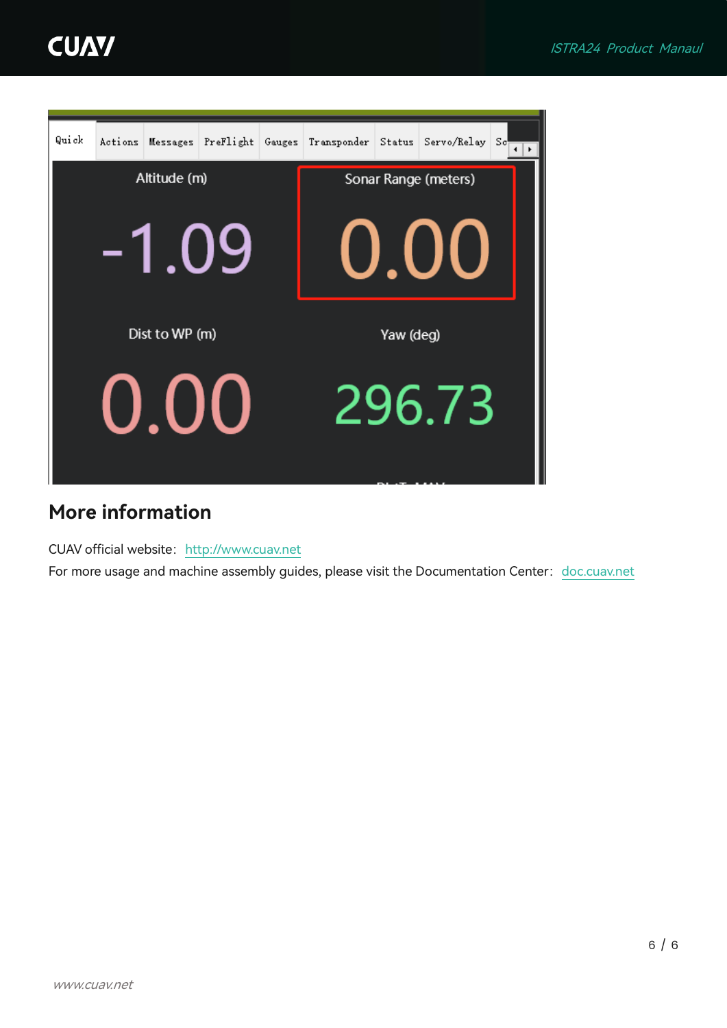## More information

CUAV official website: http://www.cuav.net

For more usage and machine assembly guides, please visit the Documentation Center: doc.cuav.net